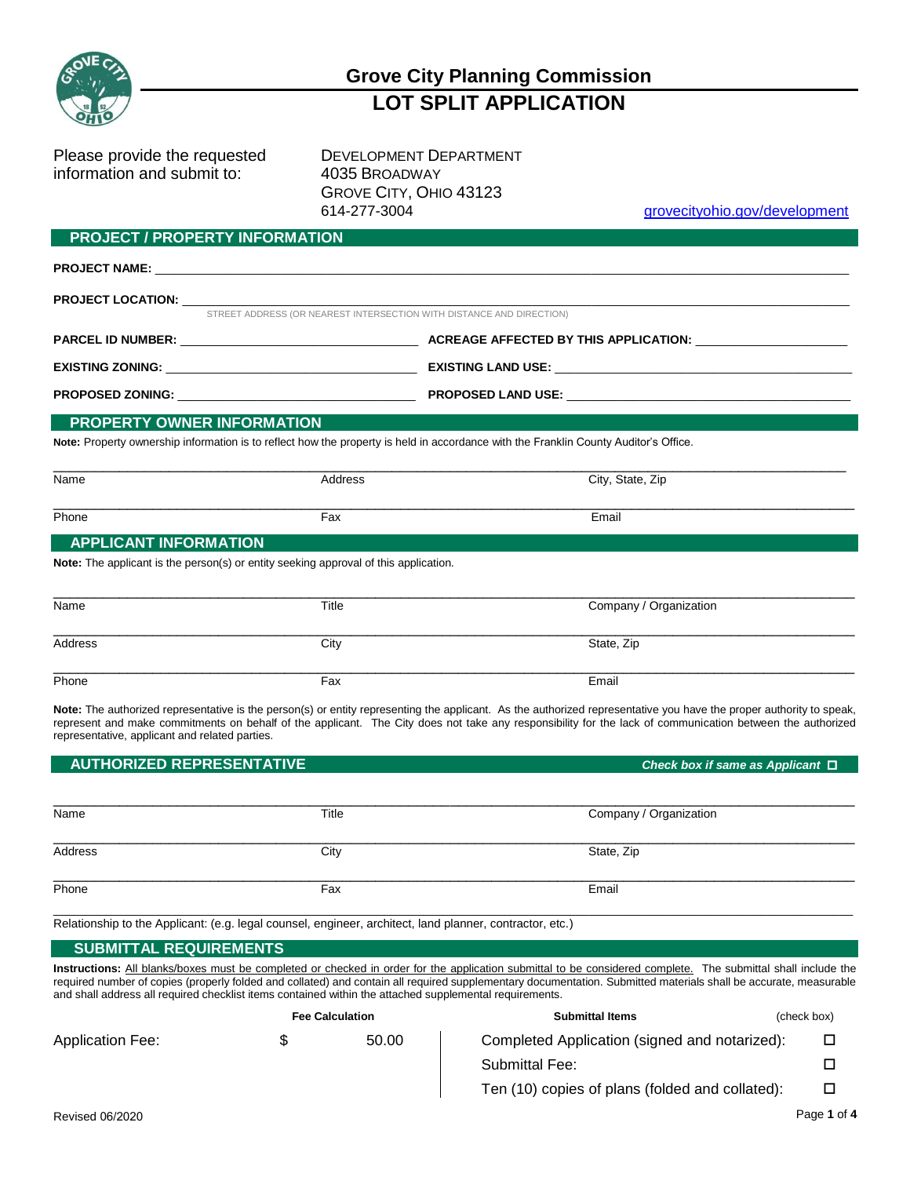# Grove City Planning Commission

## LOT SPLIT APPLICATION

Please provide the requested information and submit to:

DEVELOPMENT DEPARTMENT
4035 BROADWAY
GROVE CITY, OHIO 43123
614-277-3004

grovecityohio.gov/development

## PROJECT / PROPERTY INFORMATION

**PROJECT NAME:** ______________________________________________

**PROJECT LOCATION:** ______________________________________________
STREET ADDRESS (OR NEAREST INTERSECTION WITH DISTANCE AND DIRECTION)

**PARCEL ID NUMBER:** ____________________ **ACREAGE AFFECTED BY THIS APPLICATION:** ____________________

**EXISTING ZONING:** ____________________ **EXISTING LAND USE:** ____________________

**PROPOSED ZONING:** ____________________ **PROPOSED LAND USE:** ____________________

## PROPERTY OWNER INFORMATION

**Note:** Property ownership information is to reflect how the property is held in accordance with the Franklin County Auditor's Office.

| Name | Address | City, State, Zip |
|---|---|---|
| Phone | Fax | Email |

## APPLICANT INFORMATION

**Note:** The applicant is the person(s) or entity seeking approval of this application.

| Name | Title | Company / Organization |
|---|---|---|
| Address | City | State, Zip |
| Phone | Fax | Email |

**Note:** The authorized representative is the person(s) or entity representing the applicant. As the authorized representative you have the proper authority to speak, represent and make commitments on behalf of the applicant. The City does not take any responsibility for the lack of communication between the authorized representative, applicant and related parties.

## AUTHORIZED REPRESENTATIVE

***Check box if same as Applicant*** ☐

| Name | Title | Company / Organization |
|---|---|---|
| Address | City | State, Zip |
| Phone | Fax | Email |

Relationship to the Applicant: (e.g. legal counsel, engineer, architect, land planner, contractor, etc.)

## SUBMITTAL REQUIREMENTS

**Instructions:** All blanks/boxes must be completed or checked in order for the application submittal to be considered complete. The submittal shall include the required number of copies (properly folded and collated) and contain all required supplementary documentation. Submitted materials shall be accurate, measurable and shall address all required checklist items contained within the attached supplemental requirements.

| | Fee Calculation | | Submittal Items | (check box) |
|---|---|---|---|---|
| Application Fee: | $ | 50.00 | Completed Application (signed and notarized): | ☐ |
| | | | Submittal Fee: | ☐ |
| | | | Ten (10) copies of plans (folded and collated): | ☐ |

Revised 06/2020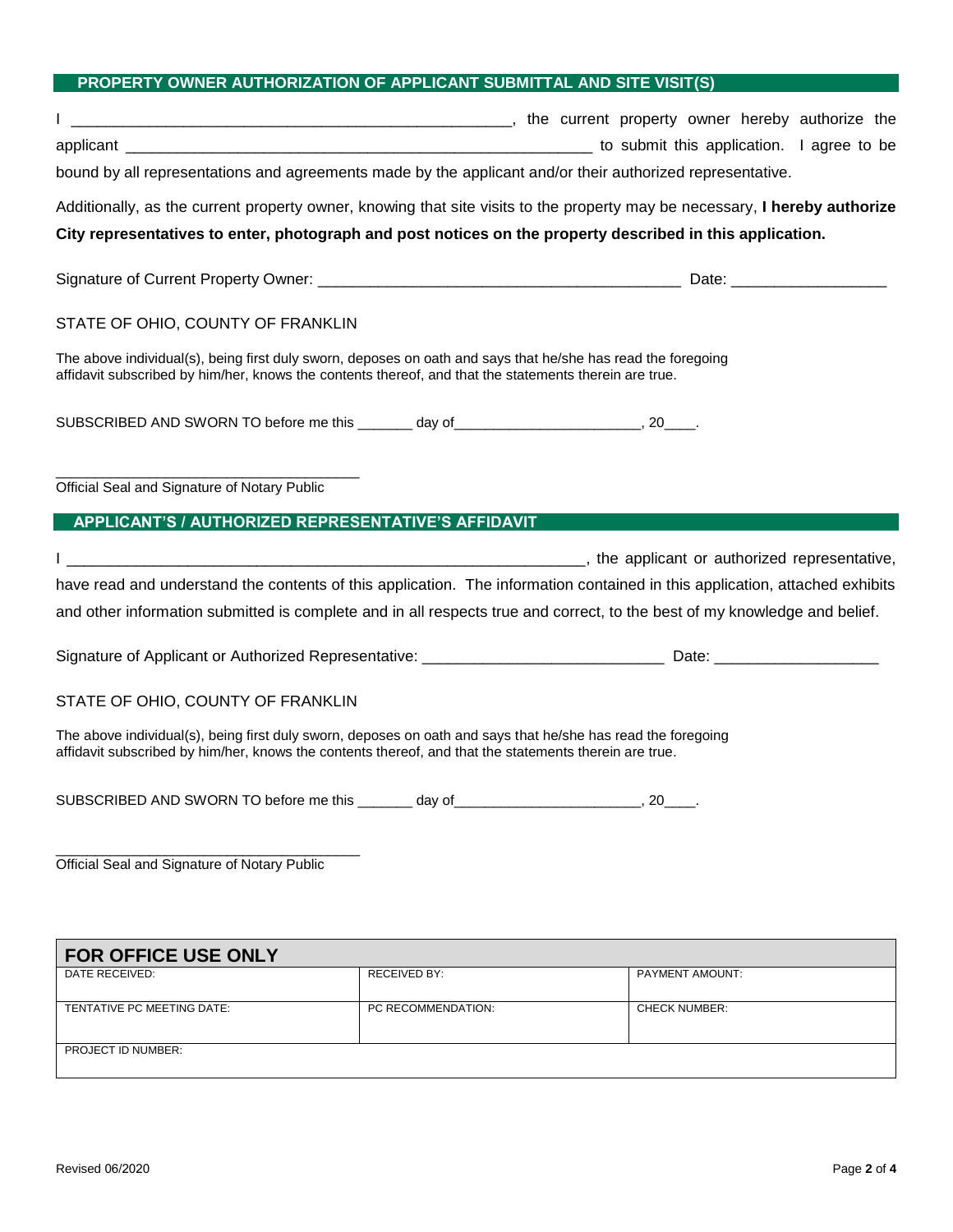## PROPERTY OWNER AUTHORIZATION OF APPLICANT SUBMITTAL AND SITE VISIT(S)

I ____________________________________________________, the current property owner hereby authorize the applicant ________________________________________________________ to submit this application. I agree to be bound by all representations and agreements made by the applicant and/or their authorized representative.

Additionally, as the current property owner, knowing that site visits to the property may be necessary, **I hereby authorize City representatives to enter, photograph and post notices on the property described in this application.**

Signature of Current Property Owner: ___________________________________________ Date: __________________

STATE OF OHIO, COUNTY OF FRANKLIN

The above individual(s), being first duly sworn, deposes on oath and says that he/she has read the foregoing affidavit subscribed by him/her, knows the contents thereof, and that the statements therein are true.

SUBSCRIBED AND SWORN TO before me this _______ day of_______________________, 20____.

_____________________________________
Official Seal and Signature of Notary Public

## APPLICANT'S / AUTHORIZED REPRESENTATIVE'S AFFIDAVIT

I _______________________________________________________________, the applicant or authorized representative, have read and understand the contents of this application. The information contained in this application, attached exhibits and other information submitted is complete and in all respects true and correct, to the best of my knowledge and belief.

Signature of Applicant or Authorized Representative: ____________________________ Date: ___________________

STATE OF OHIO, COUNTY OF FRANKLIN

The above individual(s), being first duly sworn, deposes on oath and says that he/she has read the foregoing affidavit subscribed by him/her, knows the contents thereof, and that the statements therein are true.

SUBSCRIBED AND SWORN TO before me this _______ day of_______________________, 20____.

_____________________________________
Official Seal and Signature of Notary Public

| FOR OFFICE USE ONLY | | |
|---|---|---|
| DATE RECEIVED: | RECEIVED BY: | PAYMENT AMOUNT: |
| TENTATIVE PC MEETING DATE: | PC RECOMMENDATION: | CHECK NUMBER: |
| PROJECT ID NUMBER: | | |

Revised 06/2020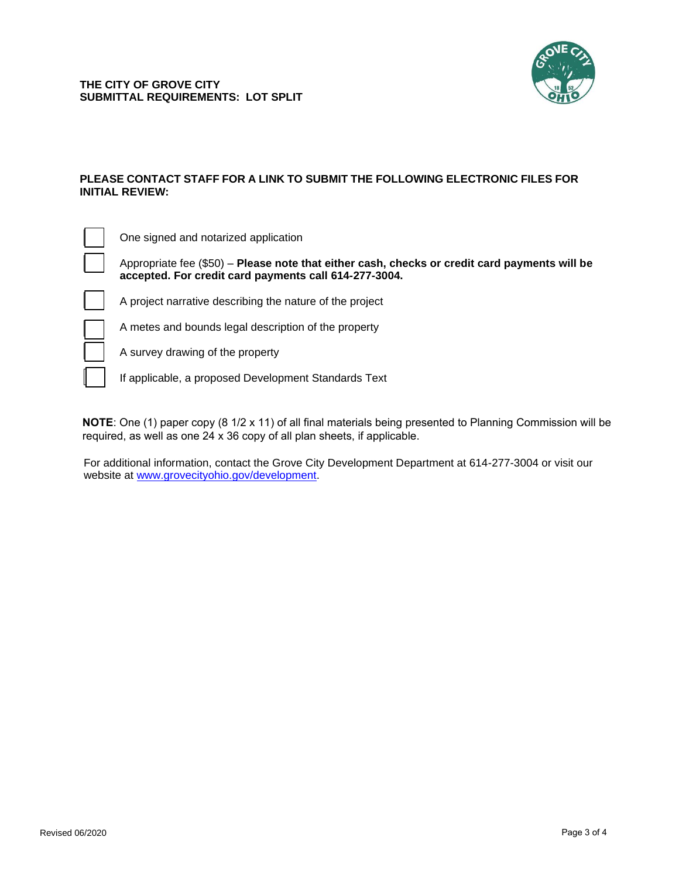**THE CITY OF GROVE CITY**
**SUBMITTAL REQUIREMENTS: LOT SPLIT**

**PLEASE CONTACT STAFF FOR A LINK TO SUBMIT THE FOLLOWING ELECTRONIC FILES FOR INITIAL REVIEW:**

- [ ] One signed and notarized application
- [ ] Appropriate fee ($50) – **Please note that either cash, checks or credit card payments will be accepted. For credit card payments call 614-277-3004.**
- [ ] A project narrative describing the nature of the project
- [ ] A metes and bounds legal description of the property
- [ ] A survey drawing of the property
- [ ] If applicable, a proposed Development Standards Text

**NOTE**: One (1) paper copy (8 1/2 x 11) of all final materials being presented to Planning Commission will be required, as well as one 24 x 36 copy of all plan sheets, if applicable.

For additional information, contact the Grove City Development Department at 614-277-3004 or visit our website at www.grovecityohio.gov/development.

Revised 06/2020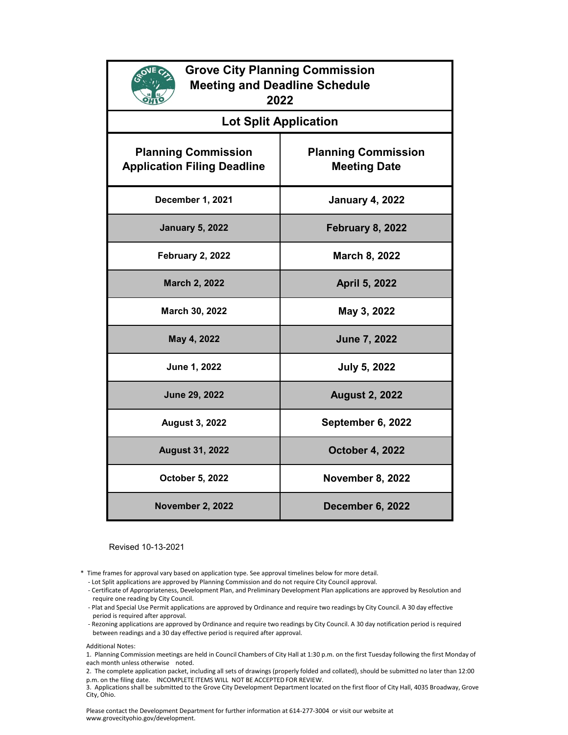# Grove City Planning Commission
# Meeting and Deadline Schedule
# 2022

## Lot Split Application

| Planning Commission Application Filing Deadline | Planning Commission Meeting Date |
|---|---|
| December 1, 2021 | January 4, 2022 |
| January 5, 2022 | February 8, 2022 |
| February 2, 2022 | March 8, 2022 |
| March 2, 2022 | April 5, 2022 |
| March 30, 2022 | May 3, 2022 |
| May 4, 2022 | June 7, 2022 |
| June 1, 2022 | July 5, 2022 |
| June 29, 2022 | August 2, 2022 |
| August 3, 2022 | September 6, 2022 |
| August 31, 2022 | October 4, 2022 |
| October 5, 2022 | November 8, 2022 |
| November 2, 2022 | December 6, 2022 |

Revised 10-13-2021

\* Time frames for approval vary based on application type. See approval timelines below for more detail.
- Lot Split applications are approved by Planning Commission and do not require City Council approval.
- Certificate of Appropriateness, Development Plan, and Preliminary Development Plan applications are approved by Resolution and require one reading by City Council.
- Plat and Special Use Permit applications are approved by Ordinance and require two readings by City Council. A 30 day effective period is required after approval.
- Rezoning applications are approved by Ordinance and require two readings by City Council. A 30 day notification period is required between readings and a 30 day effective period is required after approval.

Additional Notes:

1. Planning Commission meetings are held in Council Chambers of City Hall at 1:30 p.m. on the first Tuesday following the first Monday of each month unless otherwise noted.
2. The complete application packet, including all sets of drawings (properly folded and collated), should be submitted no later than 12:00 p.m. on the filing date. INCOMPLETE ITEMS WILL NOT BE ACCEPTED FOR REVIEW.
3. Applications shall be submitted to the Grove City Development Department located on the first floor of City Hall, 4035 Broadway, Grove City, Ohio.

Please contact the Development Department for further information at 614-277-3004 or visit our website at www.grovecityohio.gov/development.